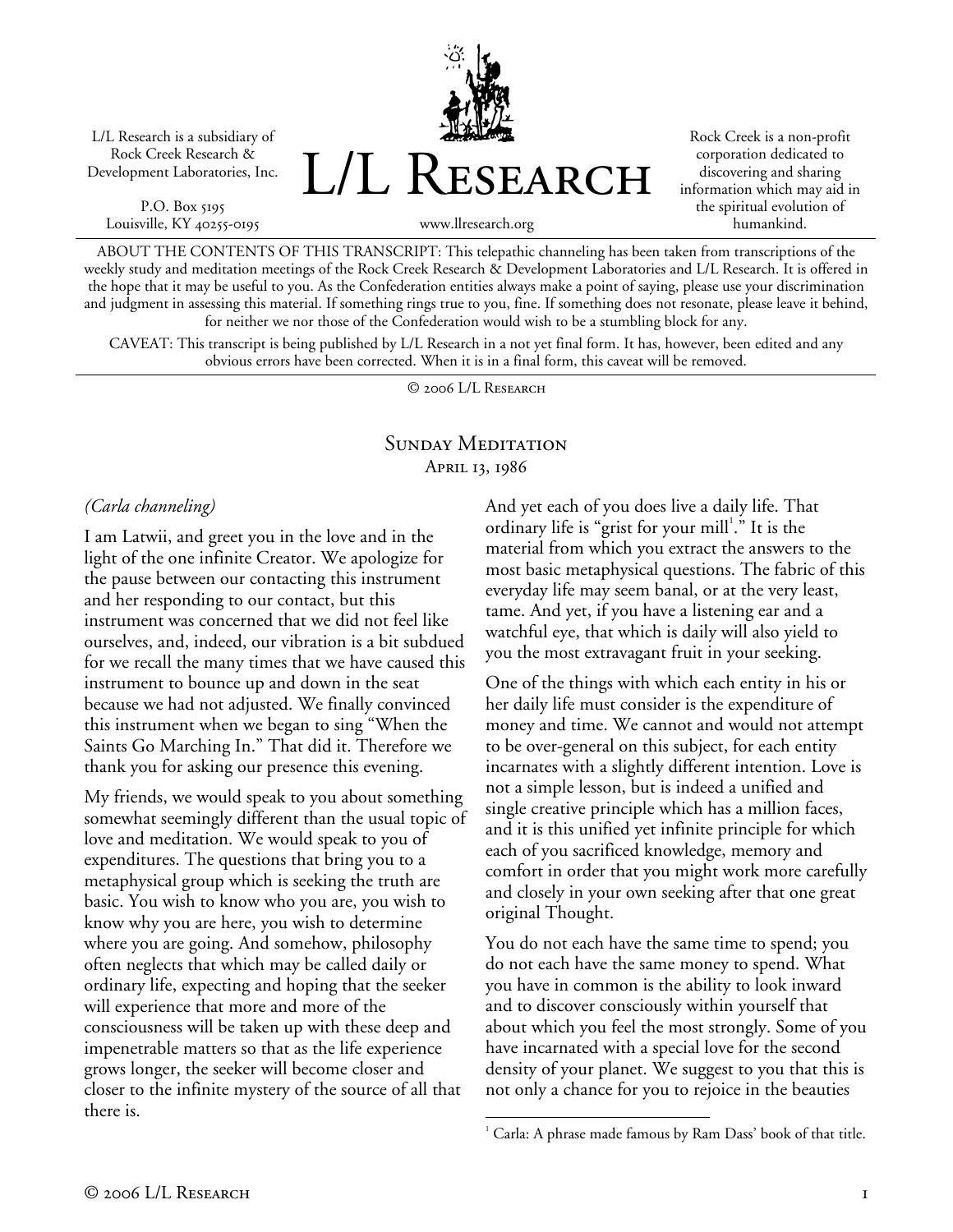L/L Research is a subsidiary of Rock Creek Research & Development Laboratories, Inc.

P.O. Box 5195
Louisville, KY 40255-0195

# L/L Research

www.llresearch.org

Rock Creek is a non-profit corporation dedicated to discovering and sharing information which may aid in the spiritual evolution of humankind.

ABOUT THE CONTENTS OF THIS TRANSCRIPT: This telepathic channeling has been taken from transcriptions of the weekly study and meditation meetings of the Rock Creek Research & Development Laboratories and L/L Research. It is offered in the hope that it may be useful to you. As the Confederation entities always make a point of saying, please use your discrimination and judgment in assessing this material. If something rings true to you, fine. If something does not resonate, please leave it behind, for neither we nor those of the Confederation would wish to be a stumbling block for any.

CAVEAT: This transcript is being published by L/L Research in a not yet final form. It has, however, been edited and any obvious errors have been corrected. When it is in a final form, this caveat will be removed.

© 2006 L/L Research

## Sunday Meditation
### April 13, 1986

*(Carla channeling)*

I am Latwii, and greet you in the love and in the light of the one infinite Creator. We apologize for the pause between our contacting this instrument and her responding to our contact, but this instrument was concerned that we did not feel like ourselves, and, indeed, our vibration is a bit subdued for we recall the many times that we have caused this instrument to bounce up and down in the seat because we had not adjusted. We finally convinced this instrument when we began to sing "When the Saints Go Marching In." That did it. Therefore we thank you for asking our presence this evening.

My friends, we would speak to you about something somewhat seemingly different than the usual topic of love and meditation. We would speak to you of expenditures. The questions that bring you to a metaphysical group which is seeking the truth are basic. You wish to know who you are, you wish to know why you are here, you wish to determine where you are going. And somehow, philosophy often neglects that which may be called daily or ordinary life, expecting and hoping that the seeker will experience that more and more of the consciousness will be taken up with these deep and impenetrable matters so that as the life experience grows longer, the seeker will become closer and closer to the infinite mystery of the source of all that there is.

And yet each of you does live a daily life. That ordinary life is "grist for your mill[1]." It is the material from which you extract the answers to the most basic metaphysical questions. The fabric of this everyday life may seem banal, or at the very least, tame. And yet, if you have a listening ear and a watchful eye, that which is daily will also yield to you the most extravagant fruit in your seeking.

One of the things with which each entity in his or her daily life must consider is the expenditure of money and time. We cannot and would not attempt to be over-general on this subject, for each entity incarnates with a slightly different intention. Love is not a simple lesson, but is indeed a unified and single creative principle which has a million faces, and it is this unified yet infinite principle for which each of you sacrificed knowledge, memory and comfort in order that you might work more carefully and closely in your own seeking after that one great original Thought.

You do not each have the same time to spend; you do not each have the same money to spend. What you have in common is the ability to look inward and to discover consciously within yourself that about which you feel the most strongly. Some of you have incarnated with a special love for the second density of your planet. We suggest to you that this is not only a chance for you to rejoice in the beauties

[1] Carla: A phrase made famous by Ram Dass' book of that title.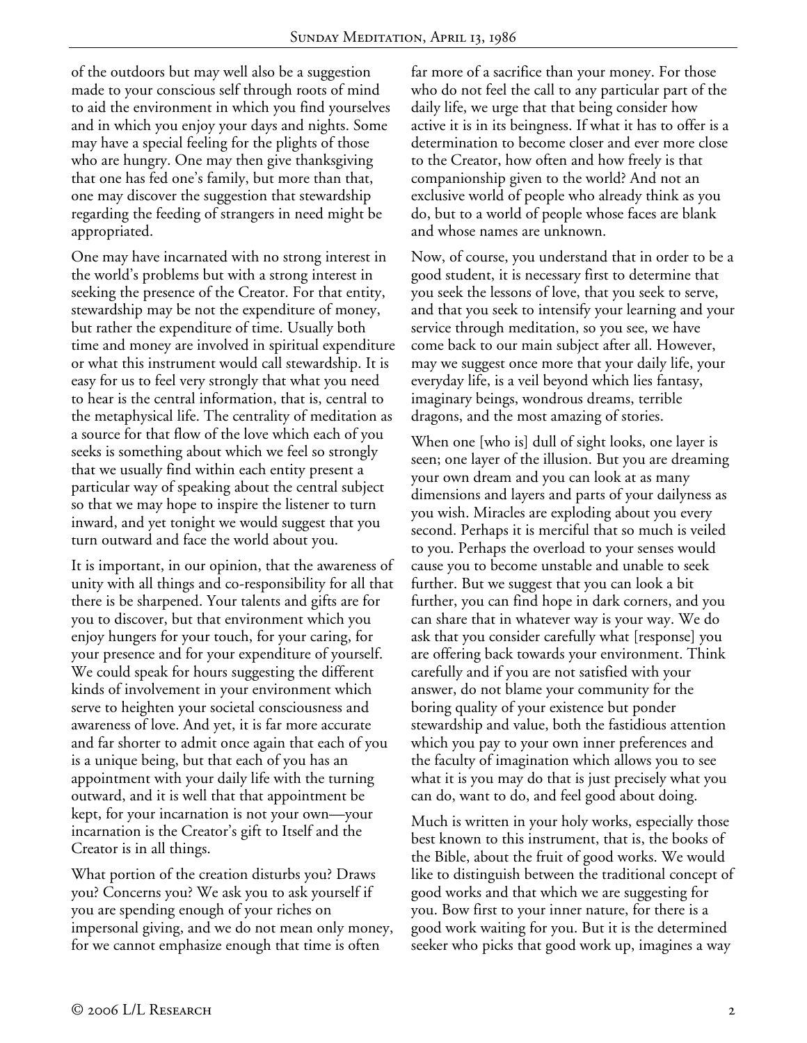of the outdoors but may well also be a suggestion made to your conscious self through roots of mind to aid the environment in which you find yourselves and in which you enjoy your days and nights. Some may have a special feeling for the plights of those who are hungry. One may then give thanksgiving that one has fed one's family, but more than that, one may discover the suggestion that stewardship regarding the feeding of strangers in need might be appropriated.

One may have incarnated with no strong interest in the world's problems but with a strong interest in seeking the presence of the Creator. For that entity, stewardship may be not the expenditure of money, but rather the expenditure of time. Usually both time and money are involved in spiritual expenditure or what this instrument would call stewardship. It is easy for us to feel very strongly that what you need to hear is the central information, that is, central to the metaphysical life. The centrality of meditation as a source for that flow of the love which each of you seeks is something about which we feel so strongly that we usually find within each entity present a particular way of speaking about the central subject so that we may hope to inspire the listener to turn inward, and yet tonight we would suggest that you turn outward and face the world about you.

It is important, in our opinion, that the awareness of unity with all things and co-responsibility for all that there is be sharpened. Your talents and gifts are for you to discover, but that environment which you enjoy hungers for your touch, for your caring, for your presence and for your expenditure of yourself. We could speak for hours suggesting the different kinds of involvement in your environment which serve to heighten your societal consciousness and awareness of love. And yet, it is far more accurate and far shorter to admit once again that each of you is a unique being, but that each of you has an appointment with your daily life with the turning outward, and it is well that that appointment be kept, for your incarnation is not your own—your incarnation is the Creator's gift to Itself and the Creator is in all things.

What portion of the creation disturbs you? Draws you? Concerns you? We ask you to ask yourself if you are spending enough of your riches on impersonal giving, and we do not mean only money, for we cannot emphasize enough that time is often far more of a sacrifice than your money. For those who do not feel the call to any particular part of the daily life, we urge that that being consider how active it is in its beingness. If what it has to offer is a determination to become closer and ever more close to the Creator, how often and how freely is that companionship given to the world? And not an exclusive world of people who already think as you do, but to a world of people whose faces are blank and whose names are unknown.

Now, of course, you understand that in order to be a good student, it is necessary first to determine that you seek the lessons of love, that you seek to serve, and that you seek to intensify your learning and your service through meditation, so you see, we have come back to our main subject after all. However, may we suggest once more that your daily life, your everyday life, is a veil beyond which lies fantasy, imaginary beings, wondrous dreams, terrible dragons, and the most amazing of stories.

When one [who is] dull of sight looks, one layer is seen; one layer of the illusion. But you are dreaming your own dream and you can look at as many dimensions and layers and parts of your dailyness as you wish. Miracles are exploding about you every second. Perhaps it is merciful that so much is veiled to you. Perhaps the overload to your senses would cause you to become unstable and unable to seek further. But we suggest that you can look a bit further, you can find hope in dark corners, and you can share that in whatever way is your way. We do ask that you consider carefully what [response] you are offering back towards your environment. Think carefully and if you are not satisfied with your answer, do not blame your community for the boring quality of your existence but ponder stewardship and value, both the fastidious attention which you pay to your own inner preferences and the faculty of imagination which allows you to see what it is you may do that is just precisely what you can do, want to do, and feel good about doing.

Much is written in your holy works, especially those best known to this instrument, that is, the books of the Bible, about the fruit of good works. We would like to distinguish between the traditional concept of good works and that which we are suggesting for you. Bow first to your inner nature, for there is a good work waiting for you. But it is the determined seeker who picks that good work up, imagines a way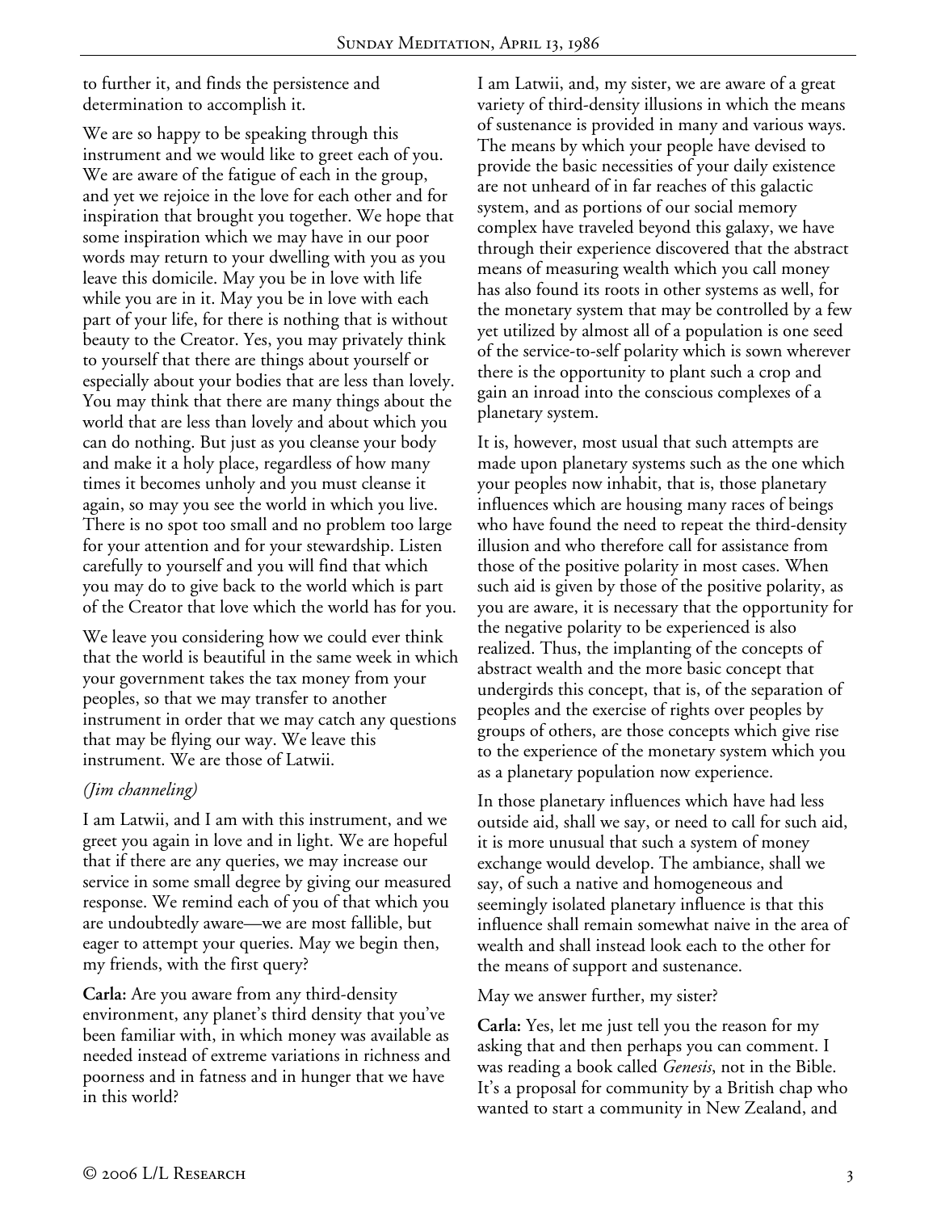to further it, and finds the persistence and determination to accomplish it.

We are so happy to be speaking through this instrument and we would like to greet each of you. We are aware of the fatigue of each in the group, and yet we rejoice in the love for each other and for inspiration that brought you together. We hope that some inspiration which we may have in our poor words may return to your dwelling with you as you leave this domicile. May you be in love with life while you are in it. May you be in love with each part of your life, for there is nothing that is without beauty to the Creator. Yes, you may privately think to yourself that there are things about yourself or especially about your bodies that are less than lovely. You may think that there are many things about the world that are less than lovely and about which you can do nothing. But just as you cleanse your body and make it a holy place, regardless of how many times it becomes unholy and you must cleanse it again, so may you see the world in which you live. There is no spot too small and no problem too large for your attention and for your stewardship. Listen carefully to yourself and you will find that which you may do to give back to the world which is part of the Creator that love which the world has for you.

We leave you considering how we could ever think that the world is beautiful in the same week in which your government takes the tax money from your peoples, so that we may transfer to another instrument in order that we may catch any questions that may be flying our way. We leave this instrument. We are those of Latwii.

*(Jim channeling)*

I am Latwii, and I am with this instrument, and we greet you again in love and in light. We are hopeful that if there are any queries, we may increase our service in some small degree by giving our measured response. We remind each of you of that which you are undoubtedly aware—we are most fallible, but eager to attempt your queries. May we begin then, my friends, with the first query?

**Carla:** Are you aware from any third-density environment, any planet's third density that you've been familiar with, in which money was available as needed instead of extreme variations in richness and poorness and in fatness and in hunger that we have in this world?

I am Latwii, and, my sister, we are aware of a great variety of third-density illusions in which the means of sustenance is provided in many and various ways. The means by which your people have devised to provide the basic necessities of your daily existence are not unheard of in far reaches of this galactic system, and as portions of our social memory complex have traveled beyond this galaxy, we have through their experience discovered that the abstract means of measuring wealth which you call money has also found its roots in other systems as well, for the monetary system that may be controlled by a few yet utilized by almost all of a population is one seed of the service-to-self polarity which is sown wherever there is the opportunity to plant such a crop and gain an inroad into the conscious complexes of a planetary system.

It is, however, most usual that such attempts are made upon planetary systems such as the one which your peoples now inhabit, that is, those planetary influences which are housing many races of beings who have found the need to repeat the third-density illusion and who therefore call for assistance from those of the positive polarity in most cases. When such aid is given by those of the positive polarity, as you are aware, it is necessary that the opportunity for the negative polarity to be experienced is also realized. Thus, the implanting of the concepts of abstract wealth and the more basic concept that undergirds this concept, that is, of the separation of peoples and the exercise of rights over peoples by groups of others, are those concepts which give rise to the experience of the monetary system which you as a planetary population now experience.

In those planetary influences which have had less outside aid, shall we say, or need to call for such aid, it is more unusual that such a system of money exchange would develop. The ambiance, shall we say, of such a native and homogeneous and seemingly isolated planetary influence is that this influence shall remain somewhat naive in the area of wealth and shall instead look each to the other for the means of support and sustenance.

May we answer further, my sister?

**Carla:** Yes, let me just tell you the reason for my asking that and then perhaps you can comment. I was reading a book called *Genesis*, not in the Bible. It's a proposal for community by a British chap who wanted to start a community in New Zealand, and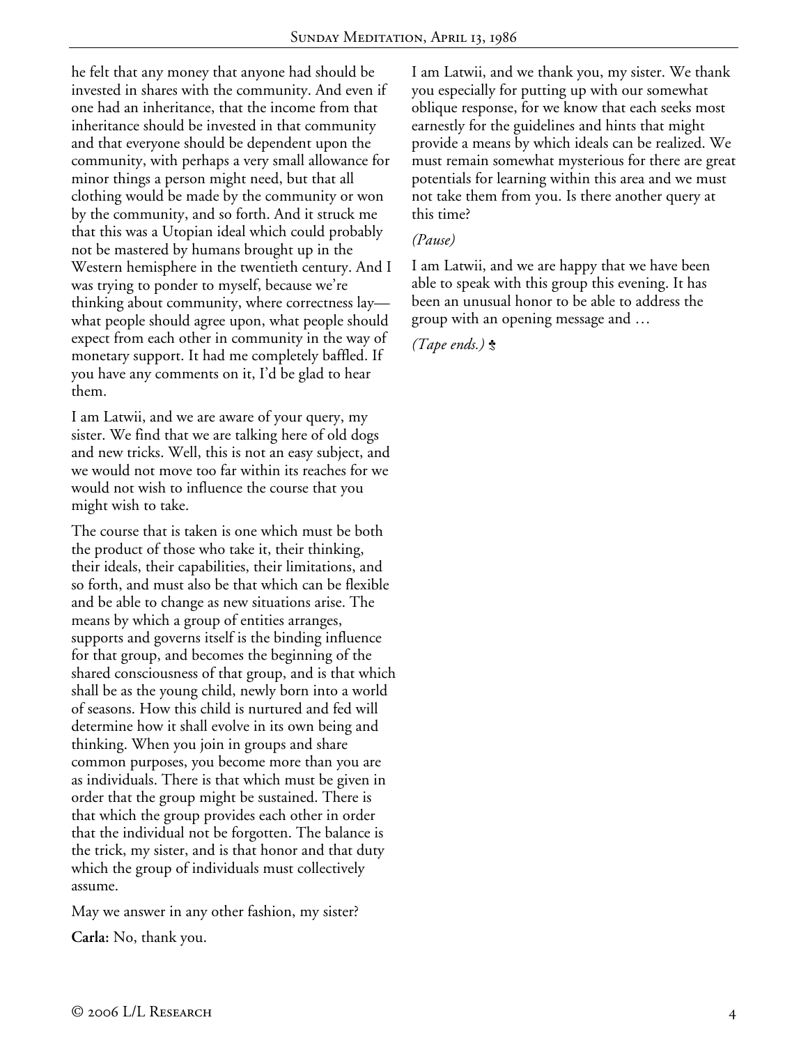he felt that any money that anyone had should be invested in shares with the community. And even if one had an inheritance, that the income from that inheritance should be invested in that community and that everyone should be dependent upon the community, with perhaps a very small allowance for minor things a person might need, but that all clothing would be made by the community or won by the community, and so forth. And it struck me that this was a Utopian ideal which could probably not be mastered by humans brought up in the Western hemisphere in the twentieth century. And I was trying to ponder to myself, because we're thinking about community, where correctness lay—what people should agree upon, what people should expect from each other in community in the way of monetary support. It had me completely baffled. If you have any comments on it, I'd be glad to hear them.

I am Latwii, and we are aware of your query, my sister. We find that we are talking here of old dogs and new tricks. Well, this is not an easy subject, and we would not move too far within its reaches for we would not wish to influence the course that you might wish to take.

The course that is taken is one which must be both the product of those who take it, their thinking, their ideals, their capabilities, their limitations, and so forth, and must also be that which can be flexible and be able to change as new situations arise. The means by which a group of entities arranges, supports and governs itself is the binding influence for that group, and becomes the beginning of the shared consciousness of that group, and is that which shall be as the young child, newly born into a world of seasons. How this child is nurtured and fed will determine how it shall evolve in its own being and thinking. When you join in groups and share common purposes, you become more than you are as individuals. There is that which must be given in order that the group might be sustained. There is that which the group provides each other in order that the individual not be forgotten. The balance is the trick, my sister, and is that honor and that duty which the group of individuals must collectively assume.

May we answer in any other fashion, my sister?

**Carla:** No, thank you.

I am Latwii, and we thank you, my sister. We thank you especially for putting up with our somewhat oblique response, for we know that each seeks most earnestly for the guidelines and hints that might provide a means by which ideals can be realized. We must remain somewhat mysterious for there are great potentials for learning within this area and we must not take them from you. Is there another query at this time?

*(Pause)*

I am Latwii, and we are happy that we have been able to speak with this group this evening. It has been an unusual honor to be able to address the group with an opening message and …

*(Tape ends.)*